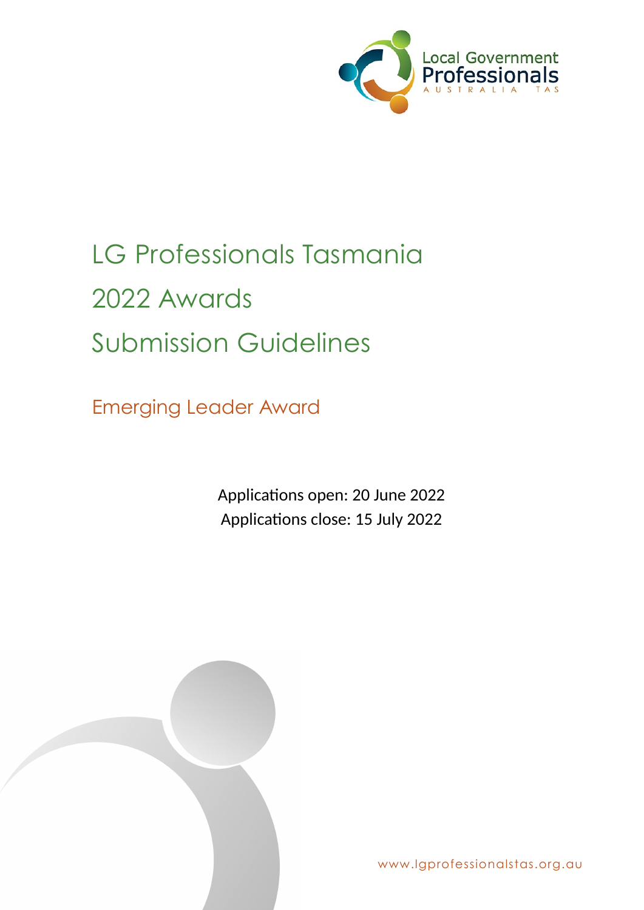Local Government Professionals
AUSTRALIA TAS

# LG Professionals Tasmania
# 2022 Awards
# Submission Guidelines

## Emerging Leader Award

Applications open: 20 June 2022
Applications close: 15 July 2022

www.lgprofessionalstas.org.au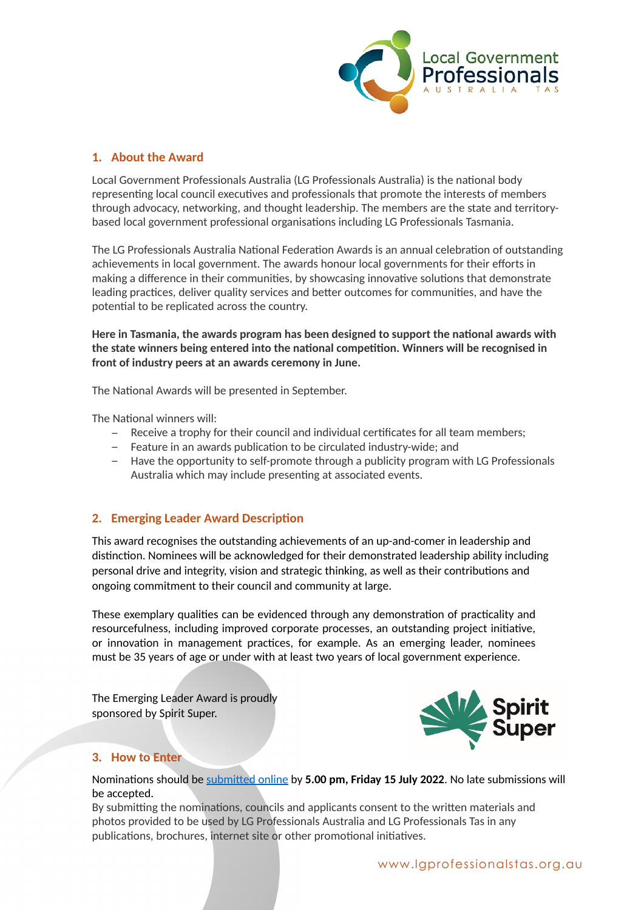## 1. About the Award

Local Government Professionals Australia (LG Professionals Australia) is the national body representing local council executives and professionals that promote the interests of members through advocacy, networking, and thought leadership. The members are the state and territory-based local government professional organisations including LG Professionals Tasmania.

The LG Professionals Australia National Federation Awards is an annual celebration of outstanding achievements in local government. The awards honour local governments for their efforts in making a difference in their communities, by showcasing innovative solutions that demonstrate leading practices, deliver quality services and better outcomes for communities, and have the potential to be replicated across the country.

**Here in Tasmania, the awards program has been designed to support the national awards with the state winners being entered into the national competition. Winners will be recognised in front of industry peers at an awards ceremony in June.**

The National Awards will be presented in September.

The National winners will:

- Receive a trophy for their council and individual certificates for all team members;
- Feature in an awards publication to be circulated industry-wide; and
- Have the opportunity to self-promote through a publicity program with LG Professionals Australia which may include presenting at associated events.

## 2. Emerging Leader Award Description

This award recognises the outstanding achievements of an up-and-comer in leadership and distinction. Nominees will be acknowledged for their demonstrated leadership ability including personal drive and integrity, vision and strategic thinking, as well as their contributions and ongoing commitment to their council and community at large.

These exemplary qualities can be evidenced through any demonstration of practicality and resourcefulness, including improved corporate processes, an outstanding project initiative, or innovation in management practices, for example. As an emerging leader, nominees must be 35 years of age or under with at least two years of local government experience.

The Emerging Leader Award is proudly sponsored by Spirit Super.

## 3. How to Enter

Nominations should be [submitted online]() by **5.00 pm, Friday 15 July 2022**. No late submissions will be accepted.

By submitting the nominations, councils and applicants consent to the written materials and photos provided to be used by LG Professionals Australia and LG Professionals Tas in any publications, brochures, internet site or other promotional initiatives.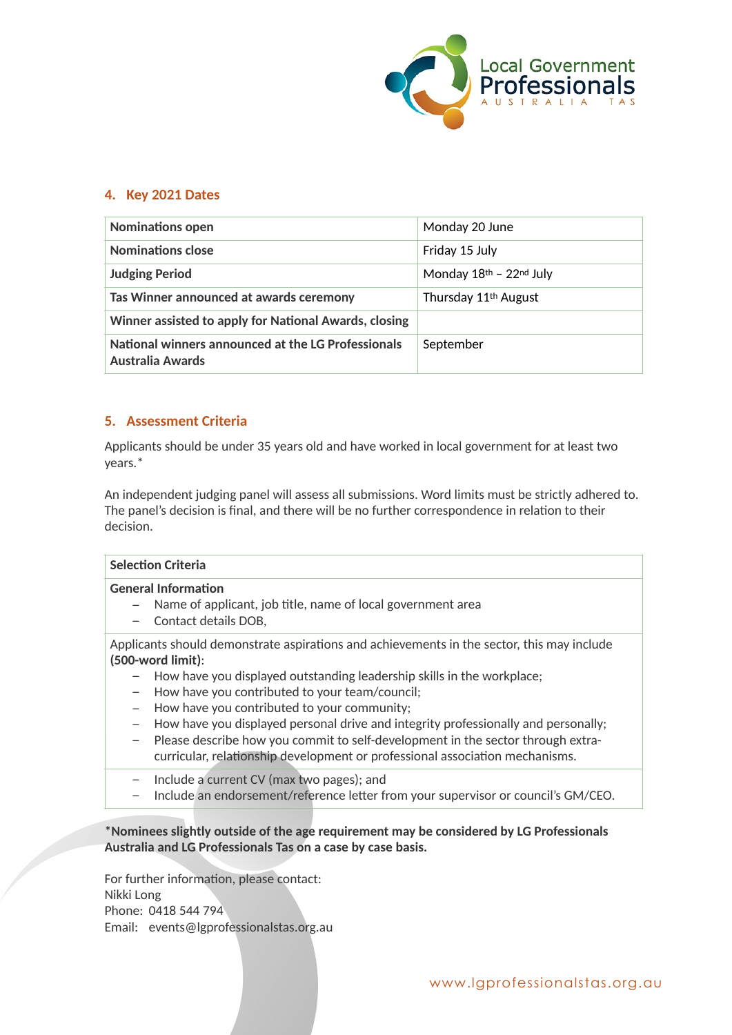## 4. Key 2021 Dates

| | |
|---|---|
| **Nominations open** | Monday 20 June |
| **Nominations close** | Friday 15 July |
| **Judging Period** | Monday 18th – 22nd July |
| **Tas Winner announced at awards ceremony** | Thursday 11th August |
| **Winner assisted to apply for National Awards, closing** | |
| **National winners announced at the LG Professionals Australia Awards** | September |

## 5. Assessment Criteria

Applicants should be under 35 years old and have worked in local government for at least two years.*

An independent judging panel will assess all submissions. Word limits must be strictly adhered to. The panel's decision is final, and there will be no further correspondence in relation to their decision.

| **Selection Criteria** |
|---|
| **General Information**<br>– Name of applicant, job title, name of local government area<br>– Contact details DOB, |
| Applicants should demonstrate aspirations and achievements in the sector, this may include **(500-word limit)**:<br>– How have you displayed outstanding leadership skills in the workplace;<br>– How have you contributed to your team/council;<br>– How have you contributed to your community;<br>– How have you displayed personal drive and integrity professionally and personally;<br>– Please describe how you commit to self-development in the sector through extra-curricular, relationship development or professional association mechanisms. |
| – Include a current CV (max two pages); and<br>– Include an endorsement/reference letter from your supervisor or council's GM/CEO. |

**\*Nominees slightly outside of the age requirement may be considered by LG Professionals Australia and LG Professionals Tas on a case by case basis.**

For further information, please contact:
Nikki Long
Phone: 0418 544 794
Email: events@lgprofessionalstas.org.au

www.lgprofessionalstas.org.au